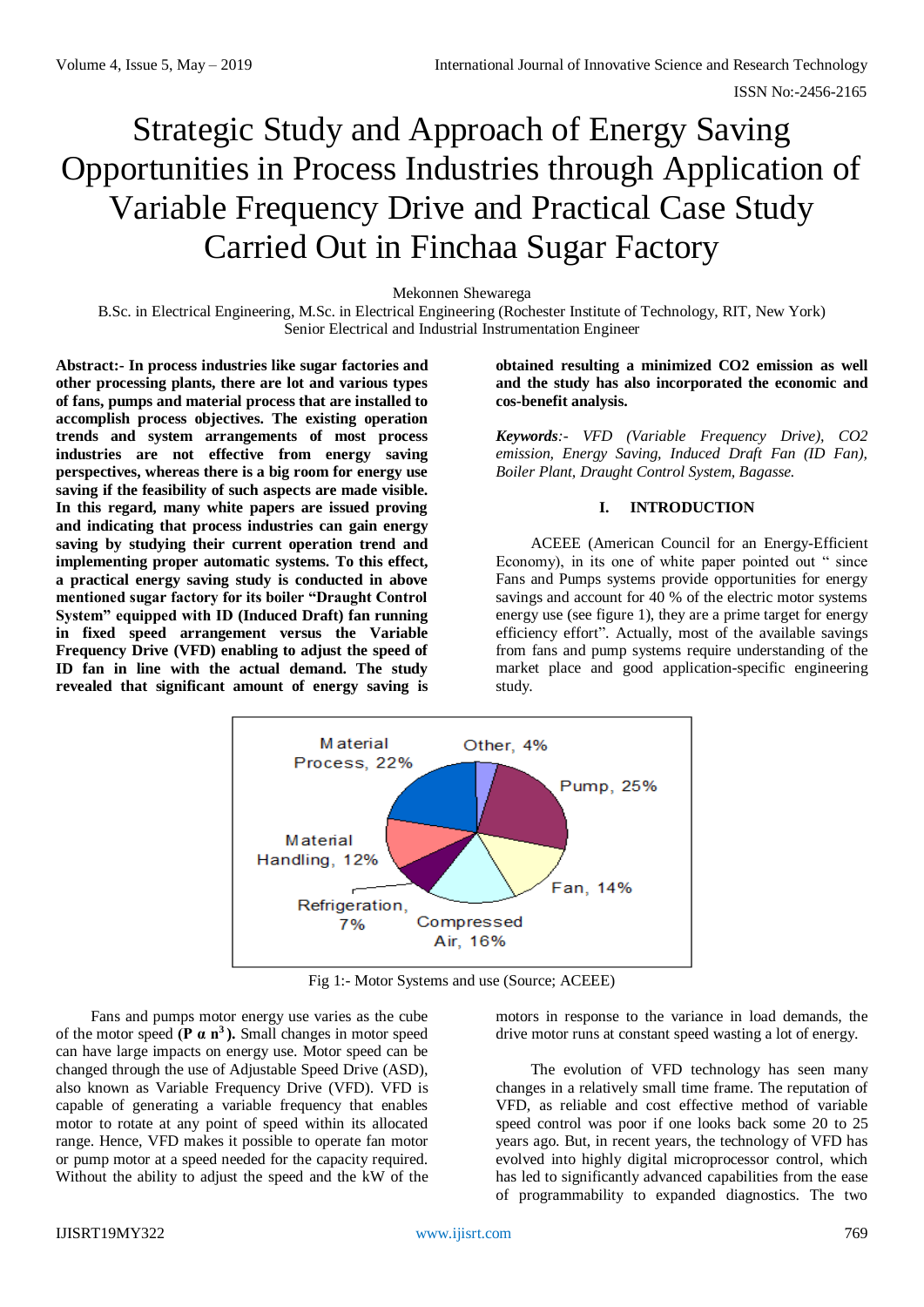# Strategic Study and Approach of Energy Saving Opportunities in Process Industries through Application of Variable Frequency Drive and Practical Case Study Carried Out in Finchaa Sugar Factory

Mekonnen Shewarega

B.Sc. in Electrical Engineering, M.Sc. in Electrical Engineering (Rochester Institute of Technology, RIT, New York)
Senior Electrical and Industrial Instrumentation Engineer

**Abstract:- In process industries like sugar factories and other processing plants, there are lot and various types of fans, pumps and material process that are installed to accomplish process objectives. The existing operation trends and system arrangements of most process industries are not effective from energy saving perspectives, whereas there is a big room for energy use saving if the feasibility of such aspects are made visible. In this regard, many white papers are issued proving and indicating that process industries can gain energy saving by studying their current operation trend and implementing proper automatic systems. To this effect, a practical energy saving study is conducted in above mentioned sugar factory for its boiler "Draught Control System" equipped with ID (Induced Draft) fan running in fixed speed arrangement versus the Variable Frequency Drive (VFD) enabling to adjust the speed of ID fan in line with the actual demand. The study revealed that significant amount of energy saving is obtained resulting a minimized CO2 emission as well and the study has also incorporated the economic and cos-benefit analysis.**

***Keywords**:- VFD (Variable Frequency Drive), CO2 emission, Energy Saving, Induced Draft Fan (ID Fan), Boiler Plant, Draught Control System, Bagasse.*

## I. INTRODUCTION

ACEEE (American Council for an Energy-Efficient Economy), in its one of white paper pointed out " since Fans and Pumps systems provide opportunities for energy savings and account for 40 % of the electric motor systems energy use (see figure 1), they are a prime target for energy efficiency effort". Actually, most of the available savings from fans and pump systems require understanding of the market place and good application-specific engineering study.

Material Process, 22%
Other, 4%
Pump, 25%
Material Handling, 12%
Fan, 14%
Refrigeration, 7%
Compressed Air, 16%

Fig 1:- Motor Systems and use (Source; ACEEE)

Fans and pumps motor energy use varies as the cube of the motor speed (**$P \propto n^3$**). Small changes in motor speed can have large impacts on energy use. Motor speed can be changed through the use of Adjustable Speed Drive (ASD), also known as Variable Frequency Drive (VFD). VFD is capable of generating a variable frequency that enables motor to rotate at any point of speed within its allocated range. Hence, VFD makes it possible to operate fan motor or pump motor at a speed needed for the capacity required. Without the ability to adjust the speed and the kW of the motors in response to the variance in load demands, the drive motor runs at constant speed wasting a lot of energy.

The evolution of VFD technology has seen many changes in a relatively small time frame. The reputation of VFD, as reliable and cost effective method of variable speed control was poor if one looks back some 20 to 25 years ago. But, in recent years, the technology of VFD has evolved into highly digital microprocessor control, which has led to significantly advanced capabilities from the ease of programmability to expanded diagnostics. The two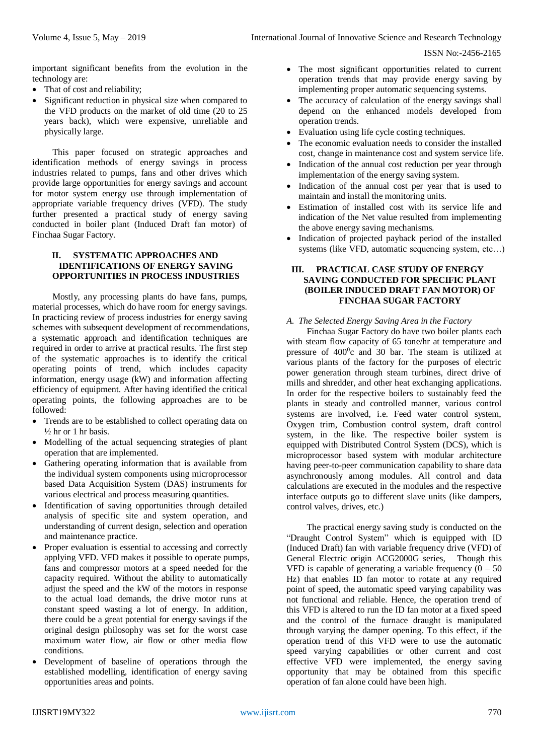important significant benefits from the evolution in the technology are:

- That of cost and reliability;
- Significant reduction in physical size when compared to the VFD products on the market of old time (20 to 25 years back), which were expensive, unreliable and physically large.

This paper focused on strategic approaches and identification methods of energy savings in process industries related to pumps, fans and other drives which provide large opportunities for energy savings and account for motor system energy use through implementation of appropriate variable frequency drives (VFD). The study further presented a practical study of energy saving conducted in boiler plant (Induced Draft fan motor) of Finchaa Sugar Factory.

## II. SYSTEMATIC APPROACHES AND IDENTIFICATIONS OF ENERGY SAVING OPPORTUNITIES IN PROCESS INDUSTRIES

Mostly, any processing plants do have fans, pumps, material processes, which do have room for energy savings. In practicing review of process industries for energy saving schemes with subsequent development of recommendations, a systematic approach and identification techniques are required in order to arrive at practical results. The first step of the systematic approaches is to identify the critical operating points of trend, which includes capacity information, energy usage (kW) and information affecting efficiency of equipment. After having identified the critical operating points, the following approaches are to be followed:

- Trends are to be established to collect operating data on ½ hr or 1 hr basis.
- Modelling of the actual sequencing strategies of plant operation that are implemented.
- Gathering operating information that is available from the individual system components using microprocessor based Data Acquisition System (DAS) instruments for various electrical and process measuring quantities.
- Identification of saving opportunities through detailed analysis of specific site and system operation, and understanding of current design, selection and operation and maintenance practice.
- Proper evaluation is essential to accessing and correctly applying VFD. VFD makes it possible to operate pumps, fans and compressor motors at a speed needed for the capacity required. Without the ability to automatically adjust the speed and the kW of the motors in response to the actual load demands, the drive motor runs at constant speed wasting a lot of energy. In addition, there could be a great potential for energy savings if the original design philosophy was set for the worst case maximum water flow, air flow or other media flow conditions.
- Development of baseline of operations through the established modelling, identification of energy saving opportunities areas and points.
- The most significant opportunities related to current operation trends that may provide energy saving by implementing proper automatic sequencing systems.
- The accuracy of calculation of the energy savings shall depend on the enhanced models developed from operation trends.
- Evaluation using life cycle costing techniques.
- The economic evaluation needs to consider the installed cost, change in maintenance cost and system service life.
- Indication of the annual cost reduction per year through implementation of the energy saving system.
- Indication of the annual cost per year that is used to maintain and install the monitoring units.
- Estimation of installed cost with its service life and indication of the Net value resulted from implementing the above energy saving mechanisms.
- Indication of projected payback period of the installed systems (like VFD, automatic sequencing system, etc…)

## III. PRACTICAL CASE STUDY OF ENERGY SAVING CONDUCTED FOR SPECIFIC PLANT (BOILER INDUCED DRAFT FAN MOTOR) OF FINCHAA SUGAR FACTORY

### *A. The Selected Energy Saving Area in the Factory*

Finchaa Sugar Factory do have two boiler plants each with steam flow capacity of 65 tone/hr at temperature and pressure of $400^0$c and 30 bar. The steam is utilized at various plants of the factory for the purposes of electric power generation through steam turbines, direct drive of mills and shredder, and other heat exchanging applications. In order for the respective boilers to sustainably feed the plants in steady and controlled manner, various control systems are involved, i.e. Feed water control system, Oxygen trim, Combustion control system, draft control system, in the like. The respective boiler system is equipped with Distributed Control System (DCS), which is microprocessor based system with modular architecture having peer-to-peer communication capability to share data asynchronously among modules. All control and data calculations are executed in the modules and the respective interface outputs go to different slave units (like dampers, control valves, drives, etc.)

The practical energy saving study is conducted on the "Draught Control System" which is equipped with ID (Induced Draft) fan with variable frequency drive (VFD) of General Electric origin ACG2000G series, Though this VFD is capable of generating a variable frequency (0 – 50 Hz) that enables ID fan motor to rotate at any required point of speed, the automatic speed varying capability was not functional and reliable. Hence, the operation trend of this VFD is altered to run the ID fan motor at a fixed speed and the control of the furnace draught is manipulated through varying the damper opening. To this effect, if the operation trend of this VFD were to use the automatic speed varying capabilities or other current and cost effective VFD were implemented, the energy saving opportunity that may be obtained from this specific operation of fan alone could have been high.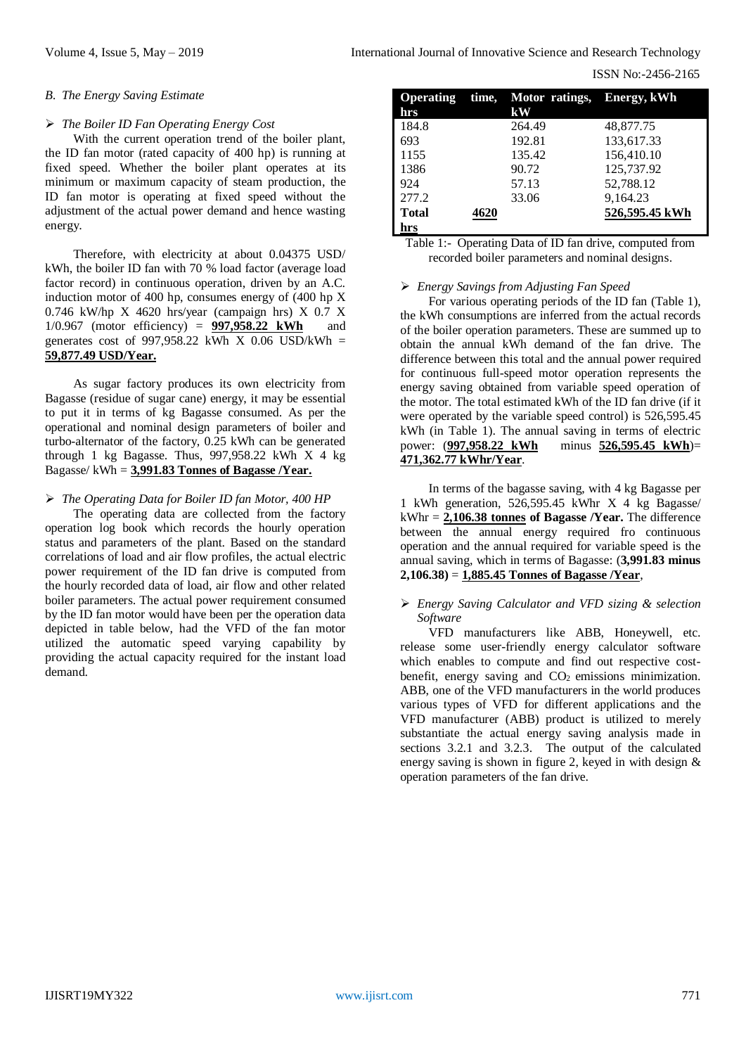### B. The Energy Saving Estimate

➢ *The Boiler ID Fan Operating Energy Cost*

With the current operation trend of the boiler plant, the ID fan motor (rated capacity of 400 hp) is running at fixed speed. Whether the boiler plant operates at its minimum or maximum capacity of steam production, the ID fan motor is operating at fixed speed without the adjustment of the actual power demand and hence wasting energy.

Therefore, with electricity at about 0.04375 USD/ kWh, the boiler ID fan with 70 % load factor (average load factor record) in continuous operation, driven by an A.C. induction motor of 400 hp, consumes energy of (400 hp X 0.746 kW/hp X 4620 hrs/year (campaign hrs) X 0.7 X 1/0.967 (motor efficiency) = **997,958.22 kWh** and generates cost of 997,958.22 kWh X 0.06 USD/kWh = **59,877.49 USD/Year.**

As sugar factory produces its own electricity from Bagasse (residue of sugar cane) energy, it may be essential to put it in terms of kg Bagasse consumed. As per the operational and nominal design parameters of boiler and turbo-alternator of the factory, 0.25 kWh can be generated through 1 kg Bagasse. Thus, 997,958.22 kWh X 4 kg Bagasse/ kWh = **3,991.83 Tonnes of Bagasse /Year.**

➢ *The Operating Data for Boiler ID fan Motor, 400 HP*

The operating data are collected from the factory operation log book which records the hourly operation status and parameters of the plant. Based on the standard correlations of load and air flow profiles, the actual electric power requirement of the ID fan drive is computed from the hourly recorded data of load, air flow and other related boiler parameters. The actual power requirement consumed by the ID fan motor would have been per the operation data depicted in table below, had the VFD of the fan motor utilized the automatic speed varying capability by providing the actual capacity required for the instant load demand.

| Operating time, hrs | | Motor ratings, kW | Energy, kWh |
|---|---|---|---|
| 184.8 | | 264.49 | 48,877.75 |
| 693 | | 192.81 | 133,617.33 |
| 1155 | | 135.42 | 156,410.10 |
| 1386 | | 90.72 | 125,737.92 |
| 924 | | 57.13 | 52,788.12 |
| 277.2 | | 33.06 | 9,164.23 |
| **Total hrs** | **4620** | | **526,595.45 kWh** |

Table 1:- Operating Data of ID fan drive, computed from recorded boiler parameters and nominal designs.

➢ *Energy Savings from Adjusting Fan Speed*

For various operating periods of the ID fan (Table 1), the kWh consumptions are inferred from the actual records of the boiler operation parameters. These are summed up to obtain the annual kWh demand of the fan drive. The difference between this total and the annual power required for continuous full-speed motor operation represents the energy saving obtained from variable speed operation of the motor. The total estimated kWh of the ID fan drive (if it were operated by the variable speed control) is 526,595.45 kWh (in Table 1). The annual saving in terms of electric power: (**997,958.22 kWh** minus **526,595.45 kWh**)= **471,362.77 kWhr/Year**.

In terms of the bagasse saving, with 4 kg Bagasse per 1 kWh generation, 526,595.45 kWhr X 4 kg Bagasse/ kWhr = **2,106.38 tonnes of Bagasse /Year.** The difference between the annual energy required fro continuous operation and the annual required for variable speed is the annual saving, which in terms of Bagasse: (**3,991.83 minus 2,106.38)** = **1,885.45 Tonnes of Bagasse /Year**,

➢ *Energy Saving Calculator and VFD sizing & selection Software*

VFD manufacturers like ABB, Honeywell, etc. release some user-friendly energy calculator software which enables to compute and find out respective cost-benefit, energy saving and $CO_2$ emissions minimization. ABB, one of the VFD manufacturers in the world produces various types of VFD for different applications and the VFD manufacturer (ABB) product is utilized to merely substantiate the actual energy saving analysis made in sections 3.2.1 and 3.2.3. The output of the calculated energy saving is shown in figure 2, keyed in with design & operation parameters of the fan drive.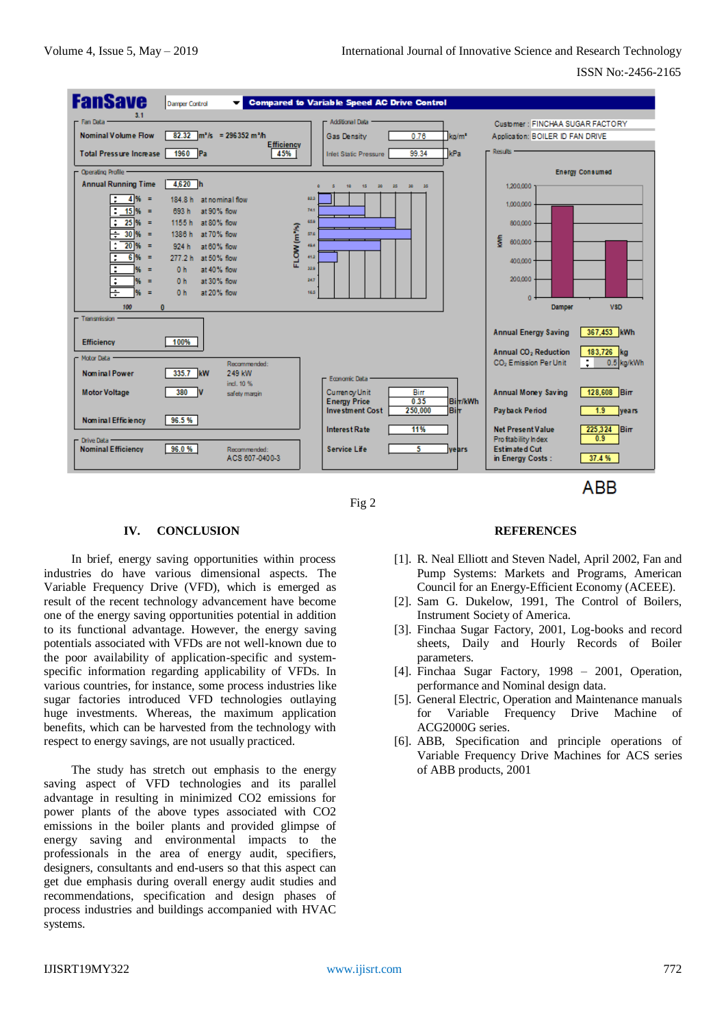FanSave 3.1
Damper Control
Compared to Variable Speed AC Drive Control

Fan Data
Nominal Volume Flow 82.32 m³/s = 296352 m³/h
Total Pressure Increase 1960 Pa
Efficiency 45%

Additional Data
Gas Density 0.76 kg/m³
Inlet Static Pressure 99.34 kPa

Customer: FINCHAA SUGAR FACTORY
Application: BOILER ID FAN DRIVE

Operating Profile
Annual Running Time 4,620 h
4 % = 184.8 h at nominal flow
15 % = 693 h at 90% flow
25 % = 1155 h at 80% flow
30 % = 1386 h at 70% flow
20 % = 924 h at 60% flow
6 % = 277.2 h at 50% flow
% = 0 h at 40% flow
% = 0 h at 30% flow
% = 0 h at 20% flow
100 0

0 5 10 15 20 25 30 35
FLOW (m³/s)
82.3
74.1
65.9
57.6
49.4
41.2
32.9
24.7
16.5

Results
Energy Consumed
kWh
1,200,000
1,000,000
800,000
600,000
400,000
200,000
0
Damper VSD

Transmission
Efficiency 100%

Motor Data
Nominal Power 335.7 kW
Recommended: 249 kW incl. 10 % safety margin
Motor Voltage 380 V
Nominal Efficiency 96.5 %

Drive Data
Nominal Efficiency 96.0 %
Recommended: ACS 607-0400-3

Economic Data
Currency Unit Birr
Energy Price 0.35 Birr/kWh
Investment Cost 250,000 Birr
Interest Rate 11%
Service Life 5 years

Annual Energy Saving 367,453 kWh
Annual $CO_2$ Reduction 183,726 kg
$CO_2$ Emission Per Unit 0.5 kg/kWh
Annual Money Saving 128,608 Birr
Payback Period 1.9 years
Net Present Value 225,324 Birr
Profitability Index 0.9
Estimated Cut in Energy Costs: 37.4 %

ABB

Fig 2

## IV. CONCLUSION

In brief, energy saving opportunities within process industries do have various dimensional aspects. The Variable Frequency Drive (VFD), which is emerged as result of the recent technology advancement have become one of the energy saving opportunities potential in addition to its functional advantage. However, the energy saving potentials associated with VFDs are not well-known due to the poor availability of application-specific and system-specific information regarding applicability of VFDs. In various countries, for instance, some process industries like sugar factories introduced VFD technologies outlaying huge investments. Whereas, the maximum application benefits, which can be harvested from the technology with respect to energy savings, are not usually practiced.

The study has stretch out emphasis to the energy saving aspect of VFD technologies and its parallel advantage in resulting in minimized CO2 emissions for power plants of the above types associated with CO2 emissions in the boiler plants and provided glimpse of energy saving and environmental impacts to the professionals in the area of energy audit, specifiers, designers, consultants and end-users so that this aspect can get due emphasis during overall energy audit studies and recommendations, specification and design phases of process industries and buildings accompanied with HVAC systems.

## REFERENCES

[1]. R. Neal Elliott and Steven Nadel, April 2002, Fan and Pump Systems: Markets and Programs, American Council for an Energy-Efficient Economy (ACEEE).

[2]. Sam G. Dukelow, 1991, The Control of Boilers, Instrument Society of America.

[3]. Finchaa Sugar Factory, 2001, Log-books and record sheets, Daily and Hourly Records of Boiler parameters.

[4]. Finchaa Sugar Factory, 1998 – 2001, Operation, performance and Nominal design data.

[5]. General Electric, Operation and Maintenance manuals for Variable Frequency Drive Machine of ACG2000G series.

[6]. ABB, Specification and principle operations of Variable Frequency Drive Machines for ACS series of ABB products, 2001